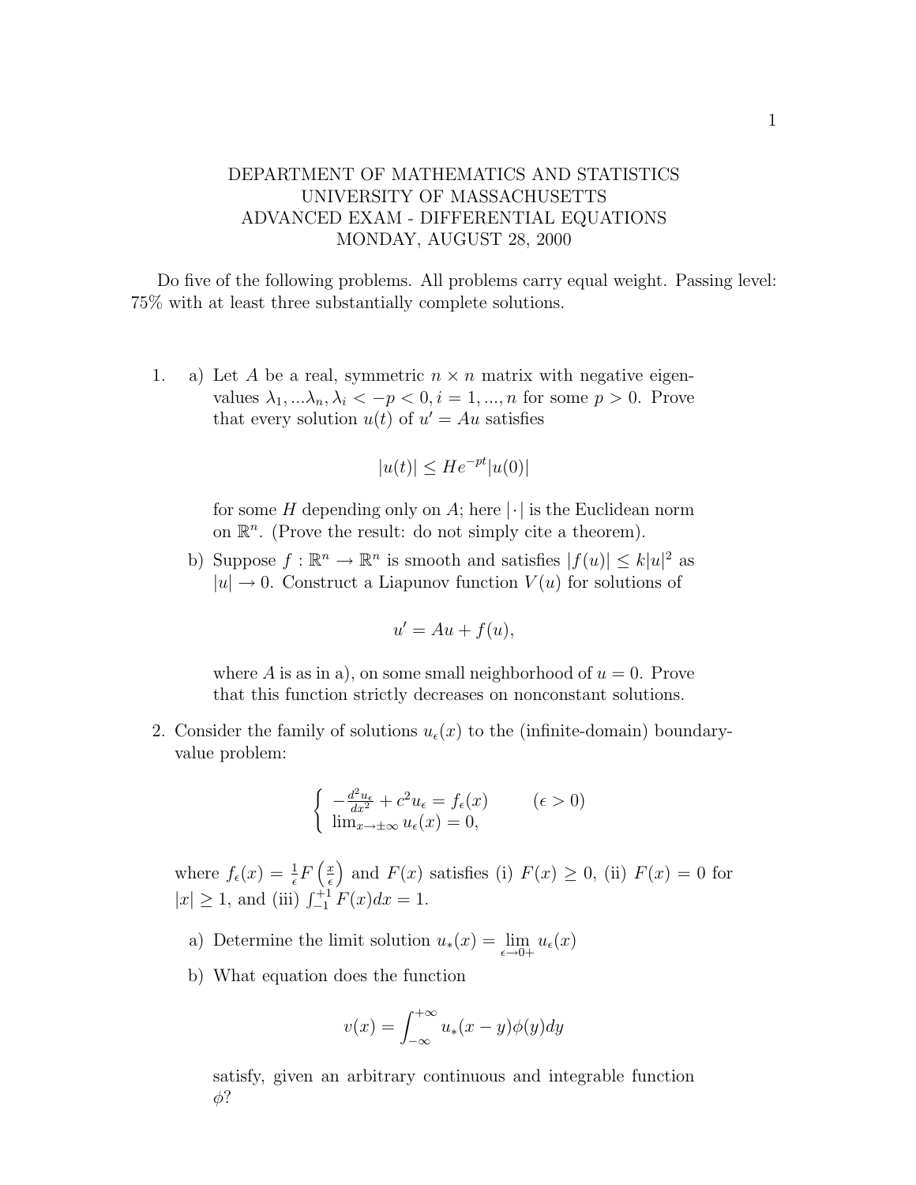DEPARTMENT OF MATHEMATICS AND STATISTICS
UNIVERSITY OF MASSACHUSETTS
ADVANCED EXAM - DIFFERENTIAL EQUATIONS
MONDAY, AUGUST 28, 2000

Do five of the following problems. All problems carry equal weight. Passing level: 75% with at least three substantially complete solutions.

1. a) Let $A$ be a real, symmetric $n \times n$ matrix with negative eigenvalues $\lambda_1, ...\lambda_n, \lambda_i < -p < 0, i = 1, ..., n$ for some $p > 0$. Prove that every solution $u(t)$ of $u' = Au$ satisfies

$$|u(t)| \leq He^{-pt}|u(0)|$$

for some $H$ depending only on $A$; here $|\cdot|$ is the Euclidean norm on $\mathbb{R}^n$. (Prove the result: do not simply cite a theorem).

   b) Suppose $f : \mathbb{R}^n \to \mathbb{R}^n$ is smooth and satisfies $|f(u)| \leq k|u|^2$ as $|u| \to 0$. Construct a Liapunov function $V(u)$ for solutions of

$$u' = Au + f(u),$$

where $A$ is as in a), on some small neighborhood of $u = 0$. Prove that this function strictly decreases on nonconstant solutions.

2. Consider the family of solutions $u_\epsilon(x)$ to the (infinite-domain) boundary-value problem:

$$\begin{cases} -\frac{d^2u_\epsilon}{dx^2} + c^2 u_\epsilon = f_\epsilon(x) & (\epsilon > 0) \\ \lim_{x \to \pm\infty} u_\epsilon(x) = 0, \end{cases}$$

where $f_\epsilon(x) = \frac{1}{\epsilon} F\left(\frac{x}{\epsilon}\right)$ and $F(x)$ satisfies (i) $F(x) \geq 0$, (ii) $F(x) = 0$ for $|x| \geq 1$, and (iii) $\int_{-1}^{+1} F(x)dx = 1$.

   a) Determine the limit solution $u_*(x) = \lim_{\epsilon \to 0+} u_\epsilon(x)$

   b) What equation does the function

$$v(x) = \int_{-\infty}^{+\infty} u_*(x - y)\phi(y)dy$$

satisfy, given an arbitrary continuous and integrable function $\phi$?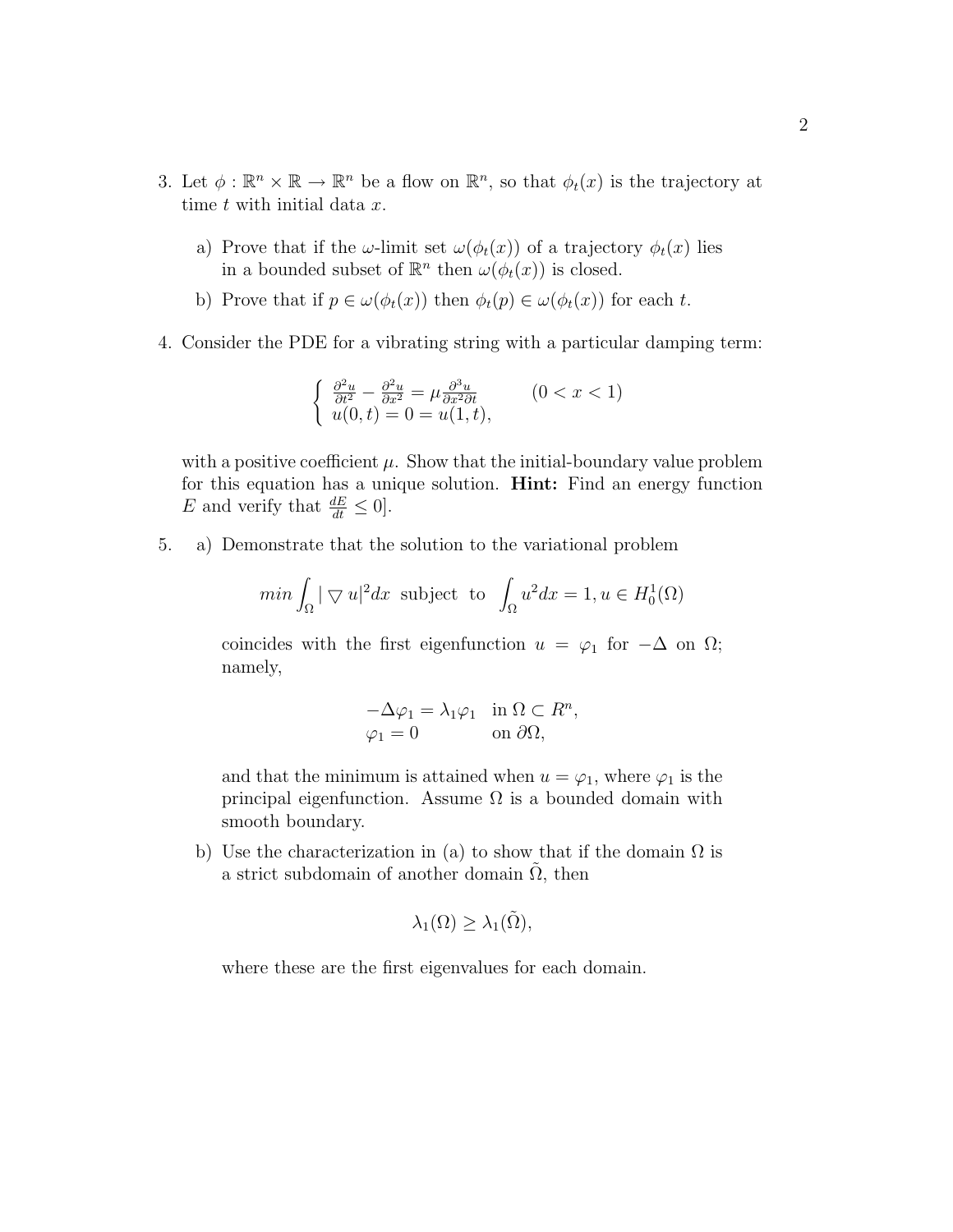3. Let $\phi : \mathbb{R}^n \times \mathbb{R} \to \mathbb{R}^n$ be a flow on $\mathbb{R}^n$, so that $\phi_t(x)$ is the trajectory at time $t$ with initial data $x$.

   a) Prove that if the $\omega$-limit set $\omega(\phi_t(x))$ of a trajectory $\phi_t(x)$ lies in a bounded subset of $\mathbb{R}^n$ then $\omega(\phi_t(x))$ is closed.

   b) Prove that if $p \in \omega(\phi_t(x))$ then $\phi_t(p) \in \omega(\phi_t(x))$ for each $t$.

4. Consider the PDE for a vibrating string with a particular damping term:

$$\begin{cases} \frac{\partial^2 u}{\partial t^2} - \frac{\partial^2 u}{\partial x^2} = \mu \frac{\partial^3 u}{\partial x^2 \partial t} & (0 < x < 1) \\ u(0,t) = 0 = u(1,t), & \end{cases}$$

   with a positive coefficient $\mu$. Show that the initial-boundary value problem for this equation has a unique solution. **Hint:** Find an energy function $E$ and verify that $\frac{dE}{dt} \leq 0$].

5. a) Demonstrate that the solution to the variational problem

$$min \int_\Omega | \nabla u|^2 dx \text{ subject to } \int_\Omega u^2 dx = 1, u \in H_0^1(\Omega)$$

   coincides with the first eigenfunction $u = \varphi_1$ for $-\Delta$ on $\Omega$; namely,

$$\begin{aligned} -\Delta \varphi_1 &= \lambda_1 \varphi_1 \quad \text{in } \Omega \subset R^n, \\ \varphi_1 &= 0 \qquad\quad \text{on } \partial\Omega, \end{aligned}$$

   and that the minimum is attained when $u = \varphi_1$, where $\varphi_1$ is the principal eigenfunction. Assume $\Omega$ is a bounded domain with smooth boundary.

   b) Use the characterization in (a) to show that if the domain $\Omega$ is a strict subdomain of another domain $\tilde{\Omega}$, then

$$\lambda_1(\Omega) \geq \lambda_1(\tilde{\Omega}),$$

   where these are the first eigenvalues for each domain.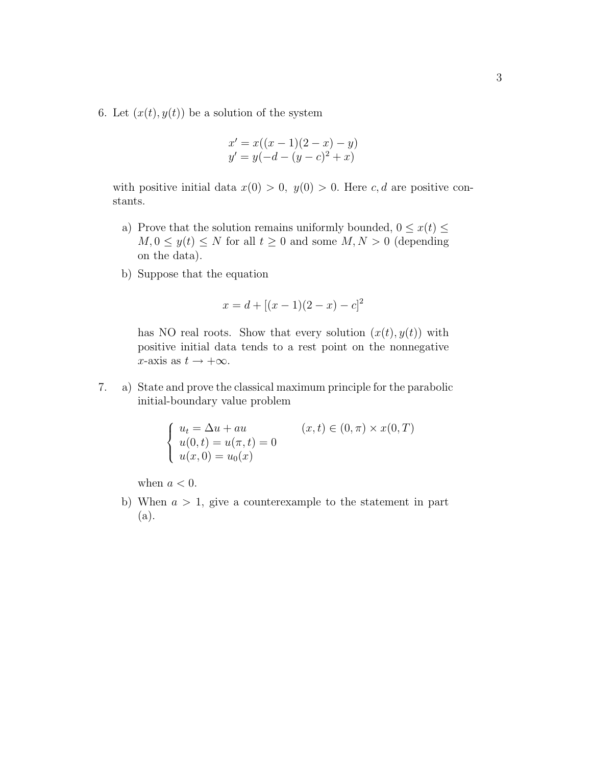6. Let $(x(t), y(t))$ be a solution of the system

$$
\begin{aligned}
x' &= x((x-1)(2-x) - y) \\
y' &= y(-d - (y-c)^2 + x)
\end{aligned}
$$

with positive initial data $x(0) > 0,\ y(0) > 0$. Here $c, d$ are positive constants.

   a) Prove that the solution remains uniformly bounded, $0 \leq x(t) \leq M, 0 \leq y(t) \leq N$ for all $t \geq 0$ and some $M, N > 0$ (depending on the data).

   b) Suppose that the equation

$$
x = d + [(x-1)(2-x) - c]^2
$$

   has NO real roots. Show that every solution $(x(t), y(t))$ with positive initial data tends to a rest point on the nonnegative $x$-axis as $t \to +\infty$.

7. a) State and prove the classical maximum principle for the parabolic initial-boundary value problem

$$
\begin{cases}
u_t = \Delta u + au & (x,t) \in (0,\pi) \times x(0,T) \\
u(0,t) = u(\pi,t) = 0 \\
u(x,0) = u_0(x)
\end{cases}
$$

   when $a < 0$.

   b) When $a > 1$, give a counterexample to the statement in part (a).